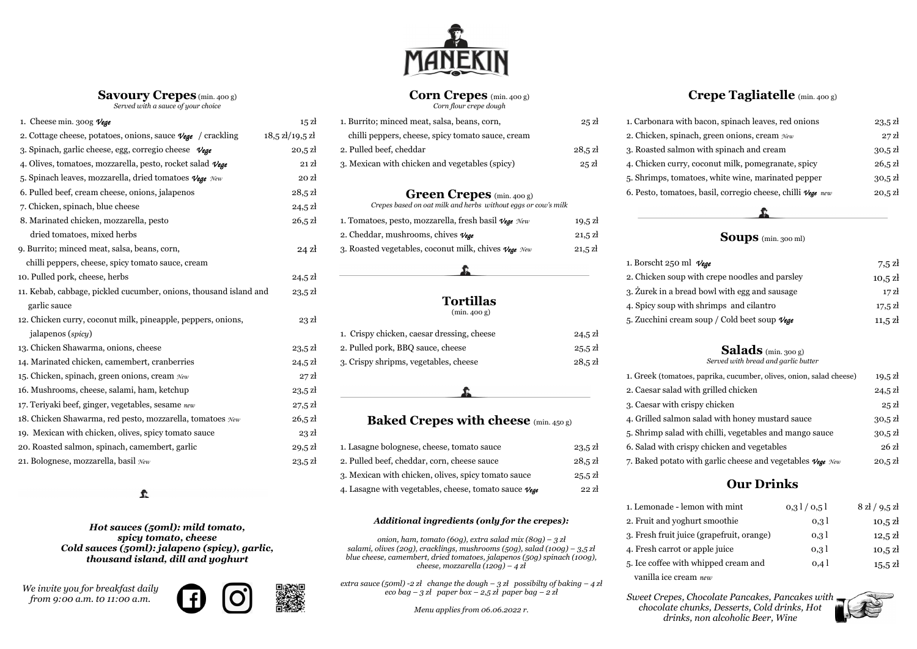# MANEKIN

## Savoury Crepes (min. 400 g)

*Served with a sauce of your choice*

| Item | Price |
|---|---|
| 1. Cheese min. 300g *Vege* | 15 zł |
| 2. Cottage cheese, potatoes, onions, sauce *Vege* / crackling | 18,5 zł/19,5 zł |
| 3. Spinach, garlic cheese, egg, corregio cheese *Vege* | 20,5 zł |
| 4. Olives, tomatoes, mozzarella, pesto, rocket salad *Vege* | 21 zł |
| 5. Spinach leaves, mozzarella, dried tomatoes *Vege* *New* | 20 zł |
| 6. Pulled beef, cream cheese, onions, jalapenos | 28,5 zł |
| 7. Chicken, spinach, blue cheese | 24,5 zł |
| 8. Marinated chicken, mozzarella, pesto dried tomatoes, mixed herbs | 26,5 zł |
| 9. Burrito; minced meat, salsa, beans, corn, chilli peppers, cheese, spicy tomato sauce, cream | 24 zł |
| 10. Pulled pork, cheese, herbs | 24,5 zł |
| 11. Kebab, cabbage, pickled cucumber, onions, thousand island and garlic sauce | 23,5 zł |
| 12. Chicken curry, coconut milk, pineapple, peppers, onions, jalapenos (*spicy*) | 23 zł |
| 13. Chicken Shawarma, onions, cheese | 23,5 zł |
| 14. Marinated chicken, camembert, cranberries | 24,5 zł |
| 15. Chicken, spinach, green onions, cream *New* | 27 zł |
| 16. Mushrooms, cheese, salami, ham, ketchup | 23,5 zł |
| 17. Teriyaki beef, ginger, vegetables, sesame *new* | 27,5 zł |
| 18. Chicken Shawarma, red pesto, mozzarella, tomatoes *New* | 26,5 zł |
| 19. Mexican with chicken, olives, spicy tomato sauce | 23 zł |
| 20. Roasted salmon, spinach, camembert, garlic | 29,5 zł |
| 21. Bolognese, mozzarella, basil *New* | 23,5 zł |

***Hot sauces (50ml): mild tomato, spicy tomato, cheese***
***Cold sauces (50ml): jalapeno (spicy), garlic, thousand island, dill and yoghurt***

*We invite you for breakfast daily from 9:00 a.m. to 11:00 a.m.*

## Corn Crepes (min. 400 g)

*Corn flour crepe dough*

| Item | Price |
|---|---|
| 1. Burrito; minced meat, salsa, beans, corn, chilli peppers, cheese, spicy tomato sauce, cream | 25 zł |
| 2. Pulled beef, cheddar | 28,5 zł |
| 3. Mexican with chicken and vegetables (spicy) | 25 zł |

## Green Crepes (min. 400 g)

*Crepes based on oat milk and herbs without eggs or cow's milk*

| Item | Price |
|---|---|
| 1. Tomatoes, pesto, mozzarella, fresh basil *Vege* *New* | 19,5 zł |
| 2. Cheddar, mushrooms, chives *Vege* | 21,5 zł |
| 3. Roasted vegetables, coconut milk, chives *Vege* *New* | 21,5 zł |

## Tortillas

(min. 400 g)

| Item | Price |
|---|---|
| 1. Crispy chicken, caesar dressing, cheese | 24,5 zł |
| 2. Pulled pork, BBQ sauce, cheese | 25,5 zł |
| 3. Crispy shripms, vegetables, cheese | 28,5 zł |

## Baked Crepes with cheese (min. 450 g)

| Item | Price |
|---|---|
| 1. Lasagne bolognese, cheese, tomato sauce | 23,5 zł |
| 2. Pulled beef, cheddar, corn, cheese sauce | 28,5 zł |
| 3. Mexican with chicken, olives, spicy tomato sauce | 25,5 zł |
| 4. Lasagne with vegetables, cheese, tomato sauce *Vege* | 22 zł |

***Additional ingredients (only for the crepes):***

*onion, ham, tomato (60g), extra salad mix (80g) – 3 zł*
*salami, olives (20g), cracklings, mushrooms (50g), salad (100g) – 3,5 zł*
*blue cheese, camembert, dried tomatoes, jalapenos (50g) spinach (100g), cheese, mozzarella (120g) – 4 zł*

*extra sauce (50ml) -2 zł change the dough – 3 zł possibilty of baking – 4 zł*
*eco bag – 3 zł paper box – 2,5 zł paper bag – 2 zł*

*Menu applies from 06.06.2022 r.*

## Crepe Tagliatelle (min. 400 g)

| Item | Price |
|---|---|
| 1. Carbonara with bacon, spinach leaves, red onions | 23,5 zł |
| 2. Chicken, spinach, green onions, cream *New* | 27 zł |
| 3. Roasted salmon with spinach and cream | 30,5 zł |
| 4. Chicken curry, coconut milk, pomegranate, spicy | 26,5 zł |
| 5. Shrimps, tomatoes, white wine, marinated pepper | 30,5 zł |
| 6. Pesto, tomatoes, basil, corregio cheese, chilli *Vege* *new* | 20,5 zł |

## Soups (min. 300 ml)

| Item | Price |
|---|---|
| 1. Borscht 250 ml *Vege* | 7,5 zł |
| 2. Chicken soup with crepe noodles and parsley | 10,5 zł |
| 3. Żurek in a bread bowl with egg and sausage | 17 zł |
| 4. Spicy soup with shrimps and cilantro | 17,5 zł |
| 5. Zucchini cream soup / Cold beet soup *Vege* | 11,5 zł |

## Salads (min. 300 g)

*Served with bread and garlic butter*

| Item | Price |
|---|---|
| 1. Greek (tomatoes, paprika, cucumber, olives, onion, salad cheese) | 19,5 zł |
| 2. Caesar salad with grilled chicken | 24,5 zł |
| 3. Caesar with crispy chicken | 25 zł |
| 4. Grilled salmon salad with honey mustard sauce | 30,5 zł |
| 5. Shrimp salad with chilli, vegetables and mango sauce | 30,5 zł |
| 6. Salad with crispy chicken and vegetables | 26 zł |
| 7. Baked potato with garlic cheese and vegetables *Vege* *New* | 20,5 zł |

## Our Drinks

| Item | Volume | Price |
|---|---|---|
| 1. Lemonade - lemon with mint | 0,3 l / 0,5 l | 8 zł / 9,5 zł |
| 2. Fruit and yoghurt smoothie | 0,3 l | 10,5 zł |
| 3. Fresh fruit juice (grapefruit, orange) | 0,3 l | 12,5 zł |
| 4. Fresh carrot or apple juice | 0,3 l | 10,5 zł |
| 5. Ice coffee with whipped cream and vanilla ice cream *new* | 0,4 l | 15,5 zł |

*Sweet Crepes, Chocolate Pancakes, Pancakes with chocolate chunks, Desserts, Cold drinks, Hot drinks, non alcoholic Beer, Wine*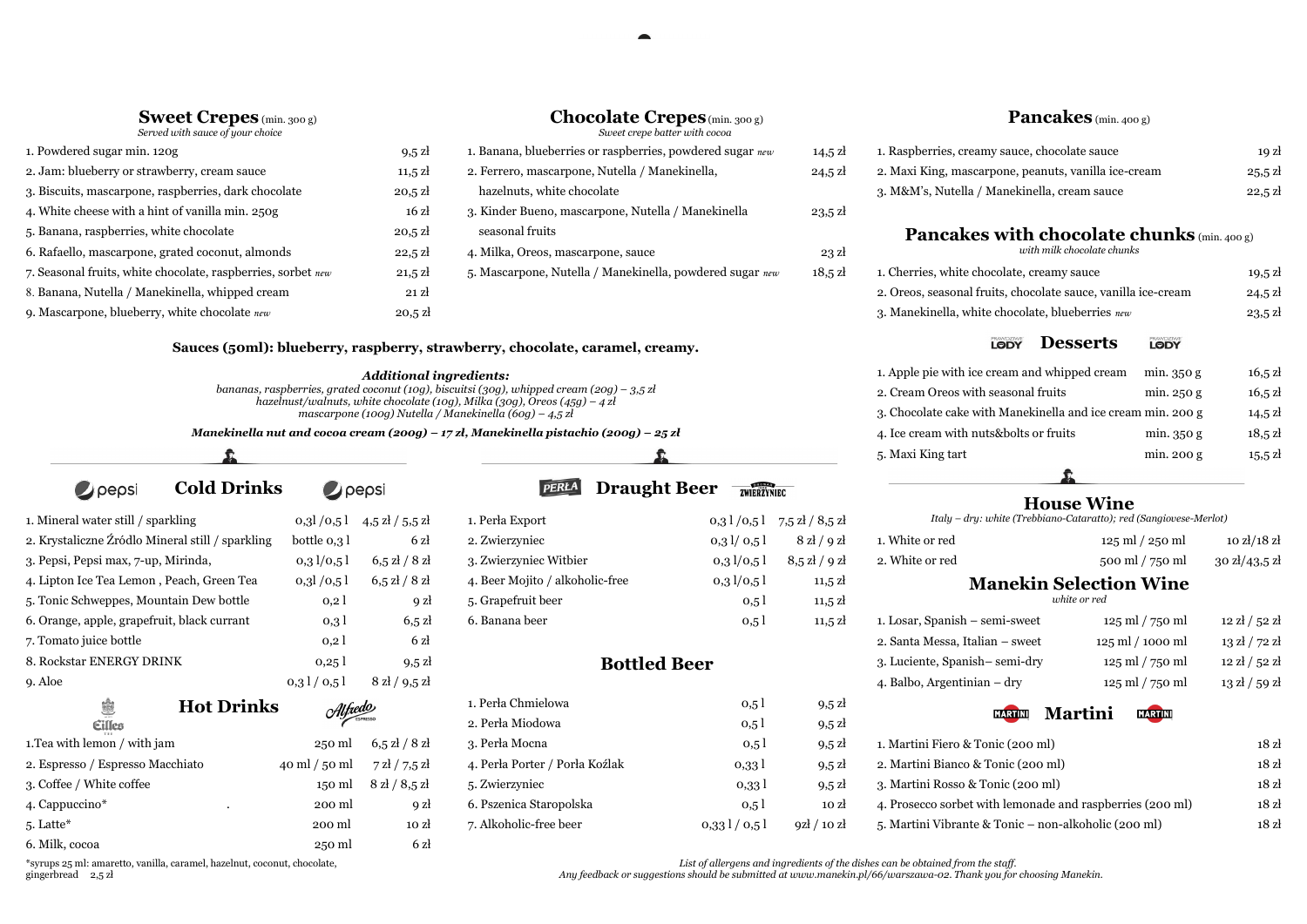## Sweet Crepes (min. 300 g)

*Served with sauce of your choice*

| | |
|---|---|
| 1. Powdered sugar min. 120g | 9,5 zł |
| 2. Jam: blueberry or strawberry, cream sauce | 11,5 zł |
| 3. Biscuits, mascarpone, raspberries, dark chocolate | 20,5 zł |
| 4. White cheese with a hint of vanilla min. 250g | 16 zł |
| 5. Banana, raspberries, white chocolate | 20,5 zł |
| 6. Rafaello, mascarpone, grated coconut, almonds | 22,5 zł |
| 7. Seasonal fruits, white chocolate, raspberries, sorbet *new* | 21,5 zł |
| 8. Banana, Nutella / Manekinella, whipped cream | 21 zł |
| 9. Mascarpone, blueberry, white chocolate *new* | 20,5 zł |

## Chocolate Crepes (min. 300 g)

*Sweet crepe batter with cocoa*

| | |
|---|---|
| 1. Banana, blueberries or raspberries, powdered sugar *new* | 14,5 zł |
| 2. Ferrero, mascarpone, Nutella / Manekinella, hazelnuts, white chocolate | 24,5 zł |
| 3. Kinder Bueno, mascarpone, Nutella / Manekinella seasonal fruits | 23,5 zł |
| 4. Milka, Oreos, mascarpone, sauce | 23 zł |
| 5. Mascarpone, Nutella / Manekinella, powdered sugar *new* | 18,5 zł |

**Sauces (50ml): blueberry, raspberry, strawberry, chocolate, caramel, creamy.**

***Additional ingredients:***

*bananas, raspberries, grated coconut (10g), biscuits (30g), whipped cream (20g) – 3,5 zł*
*hazelnust/walnuts, white chocolate (10g), Milka (30g), Oreos (45g) – 4 zł*
*mascarpone (100g) Nutella / Manekinella (60g) – 4,5 zł*

***Manekinella nut and cocoa cream (200g) – 17 zł, Manekinella pistachio (200g) – 25 zł***

## Pancakes (min. 400 g)

| | |
|---|---|
| 1. Raspberries, creamy sauce, chocolate sauce | 19 zł |
| 2. Maxi King, mascarpone, peanuts, vanilla ice-cream | 25,5 zł |
| 3. M&M's, Nutella / Manekinella, cream sauce | 22,5 zł |

## Pancakes with chocolate chunks (min. 400 g)

*with milk chocolate chunks*

| | |
|---|---|
| 1. Cherries, white chocolate, creamy sauce | 19,5 zł |
| 2. Oreos, seasonal fruits, chocolate sauce, vanilla ice-cream | 24,5 zł |
| 3. Manekinella, white chocolate, blueberries *new* | 23,5 zł |

## Desserts

| | | |
|---|---|---|
| 1. Apple pie with ice cream and whipped cream | min. 350 g | 16,5 zł |
| 2. Cream Oreos with seasonal fruits | min. 250 g | 16,5 zł |
| 3. Chocolate cake with Manekinella and ice cream | min. 200 g | 14,5 zł |
| 4. Ice cream with nuts&bolts or fruits | min. 350 g | 18,5 zł |
| 5. Maxi King tart | min. 200 g | 15,5 zł |

## Cold Drinks

| | | |
|---|---|---|
| 1. Mineral water still / sparkling | 0,3l /0,5 l | 4,5 zł / 5,5 zł |
| 2. Krystaliczne Źródło Mineral still / sparkling | bottle 0,3 l | 6 zł |
| 3. Pepsi, Pepsi max, 7-up, Mirinda, | 0,3 l/0,5 l | 6,5 zł / 8 zł |
| 4. Lipton Ice Tea Lemon , Peach, Green Tea | 0,3l /0,5 l | 6,5 zł / 8 zł |
| 5. Tonic Schweppes, Mountain Dew bottle | 0,2 l | 9 zł |
| 6. Orange, apple, grapefruit, black currant | 0,3 l | 6,5 zł |
| 7. Tomato juice bottle | 0,2 l | 6 zł |
| 8. Rockstar ENERGY DRINK | 0,25 l | 9,5 zł |
| 9. Aloe | 0,3 l / 0,5 l | 8 zł / 9,5 zł |

## Hot Drinks

| | | |
|---|---|---|
| 1.Tea with lemon / with jam | 250 ml | 6,5 zł / 8 zł |
| 2. Espresso / Espresso Macchiato | 40 ml / 50 ml | 7 zł / 7,5 zł |
| 3. Coffee / White coffee | 150 ml | 8 zł / 8,5 zł |
| 4. Cappuccino* | 200 ml | 9 zł |
| 5. Latte* | 200 ml | 10 zł |
| 6. Milk, cocoa | 250 ml | 6 zł |

*syrups 25 ml: amaretto, vanilla, caramel, hazelnut, coconut, chocolate, gingerbread 2,5 zł

## Draught Beer

| | | |
|---|---|---|
| 1. Perła Export | 0,3 l /0,5 l | 7,5 zł / 8,5 zł |
| 2. Zwierzyniec | 0,3 l/ 0,5 l | 8 zł / 9 zł |
| 3. Zwierzyniec Witbier | 0,3 l/0,5 l | 8,5 zł / 9 zł |
| 4. Beer Mojito / alkoholic-free | 0,3 l/0,5 l | 11,5 zł |
| 5. Grapefruit beer | 0,5 l | 11,5 zł |
| 6. Banana beer | 0,5 l | 11,5 zł |

## Bottled Beer

| | | |
|---|---|---|
| 1. Perła Chmielowa | 0,5 l | 9,5 zł |
| 2. Perła Miodowa | 0,5 l | 9,5 zł |
| 3. Perła Mocna | 0,5 l | 9,5 zł |
| 4. Perła Porter / Porła Koźlak | 0,33 l | 9,5 zł |
| 5. Zwierzyniec | 0,33 l | 9,5 zł |
| 6. Pszenica Staropolska | 0,5 l | 10 zł |
| 7. Alkoholic-free beer | 0,33 l / 0,5 l | 9zł / 10 zł |

## House Wine

*Italy – dry: white (Trebbiano-Cataratto); red (Sangiovese-Merlot)*

| | | |
|---|---|---|
| 1. White or red | 125 ml / 250 ml | 10 zł/18 zł |
| 2. White or red | 500 ml / 750 ml | 30 zł/43,5 zł |

## Manekin Selection Wine

*white or red*

| | | |
|---|---|---|
| 1. Losar, Spanish – semi-sweet | 125 ml / 750 ml | 12 zł / 52 zł |
| 2. Santa Messa, Italian – sweet | 125 ml / 1000 ml | 13 zł / 72 zł |
| 3. Luciente, Spanish– semi-dry | 125 ml / 750 ml | 12 zł / 52 zł |
| 4. Balbo, Argentinian – dry | 125 ml / 750 ml | 13 zł / 59 zł |

## Martini

| | |
|---|---|
| 1. Martini Fiero & Tonic (200 ml) | 18 zł |
| 2. Martini Bianco & Tonic (200 ml) | 18 zł |
| 3. Martini Rosso & Tonic (200 ml) | 18 zł |
| 4. Prosecco sorbet with lemonade and raspberries (200 ml) | 18 zł |
| 5. Martini Vibrante & Tonic – non-alkoholic (200 ml) | 18 zł |

*List of allergens and ingredients of the dishes can be obtained from the staff.*
*Any feedback or suggestions should be submitted at www.manekin.pl/66/warszawa-02. Thank you for choosing Manekin.*